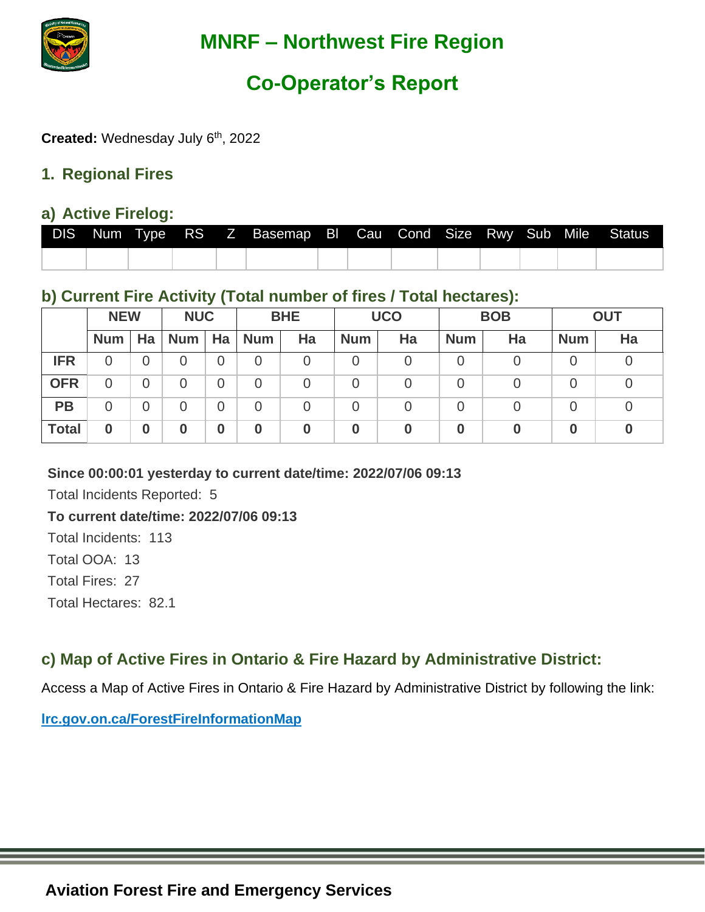# MNRF – Northwest Fire Region

# Co-Operator's Report

**Created:** Wednesday July 6th, 2022

## 1. Regional Fires

### a) Active Firelog:

| DIS | Num | Type | RS | Z | Basemap | Bl | Cau | Cond | Size | Rwy | Sub | Mile | Status |
|---|---|---|---|---|---|---|---|---|---|---|---|---|---|
| | | | | | | | | | | | | | |

### b) Current Fire Activity (Total number of fires / Total hectares):

| | NEW | | NUC | | BHE | | UCO | | BOB | | OUT | |
|---|---|---|---|---|---|---|---|---|---|---|---|---|
| | **Num** | **Ha** | **Num** | **Ha** | **Num** | **Ha** | **Num** | **Ha** | **Num** | **Ha** | **Num** | **Ha** |
| **IFR** | 0 | 0 | 0 | 0 | 0 | 0 | 0 | 0 | 0 | 0 | 0 | 0 |
| **OFR** | 0 | 0 | 0 | 0 | 0 | 0 | 0 | 0 | 0 | 0 | 0 | 0 |
| **PB** | 0 | 0 | 0 | 0 | 0 | 0 | 0 | 0 | 0 | 0 | 0 | 0 |
| **Total** | **0** | **0** | **0** | **0** | **0** | **0** | **0** | **0** | **0** | **0** | **0** | **0** |

**Since 00:00:01 yesterday to current date/time: 2022/07/06 09:13**

Total Incidents Reported: 5

**To current date/time: 2022/07/06 09:13**

Total Incidents: 113

Total OOA: 13

Total Fires: 27

Total Hectares: 82.1

### c) Map of Active Fires in Ontario & Fire Hazard by Administrative District:

Access a Map of Active Fires in Ontario & Fire Hazard by Administrative District by following the link:

lrc.gov.on.ca/ForestFireInformationMap

**Aviation Forest Fire and Emergency Services**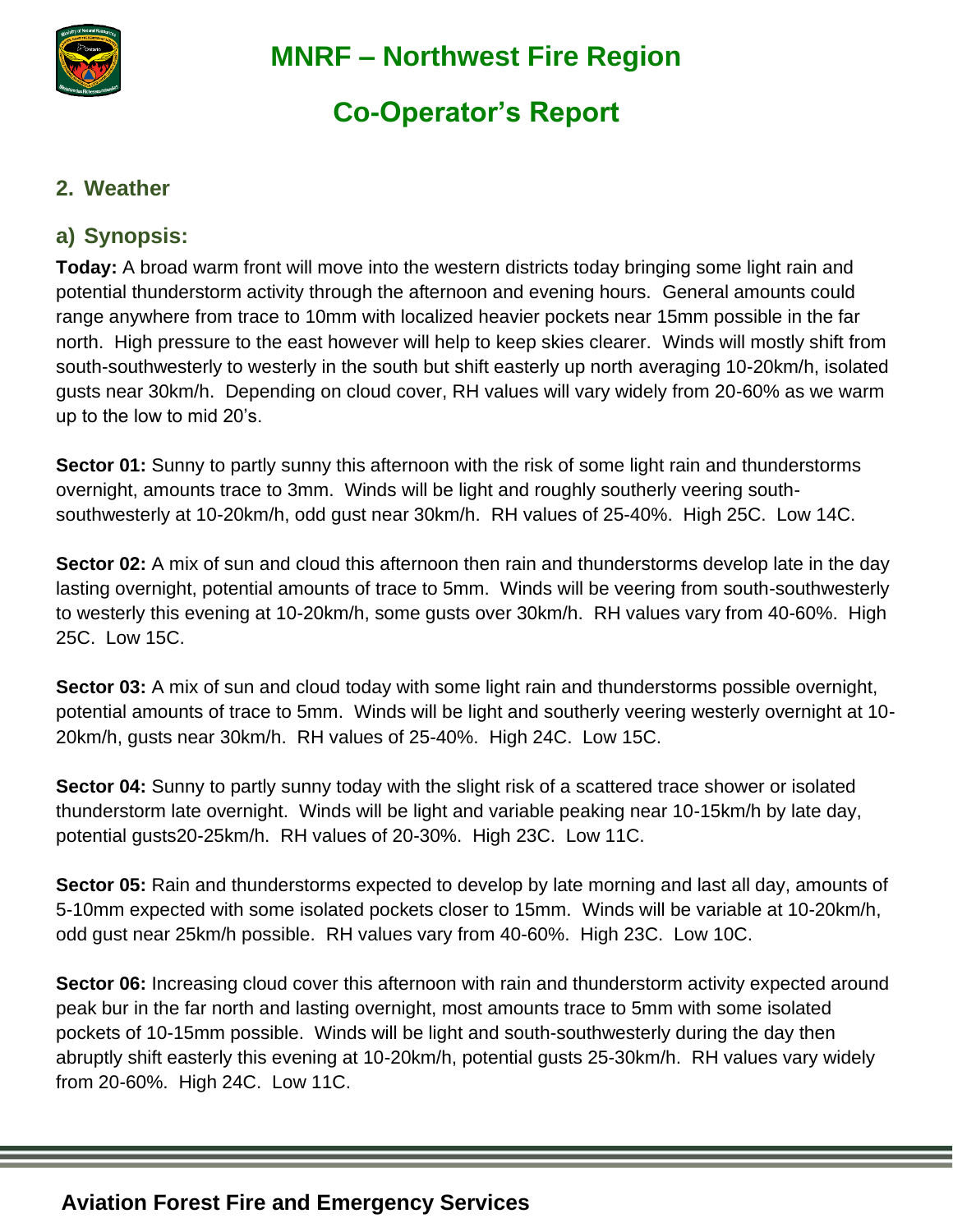## 2. Weather

### a) Synopsis:

**Today:** A broad warm front will move into the western districts today bringing some light rain and potential thunderstorm activity through the afternoon and evening hours. General amounts could range anywhere from trace to 10mm with localized heavier pockets near 15mm possible in the far north. High pressure to the east however will help to keep skies clearer. Winds will mostly shift from south-southwesterly to westerly in the south but shift easterly up north averaging 10-20km/h, isolated gusts near 30km/h. Depending on cloud cover, RH values will vary widely from 20-60% as we warm up to the low to mid 20's.

**Sector 01:** Sunny to partly sunny this afternoon with the risk of some light rain and thunderstorms overnight, amounts trace to 3mm. Winds will be light and roughly southerly veering south-southwesterly at 10-20km/h, odd gust near 30km/h. RH values of 25-40%. High 25C. Low 14C.

**Sector 02:** A mix of sun and cloud this afternoon then rain and thunderstorms develop late in the day lasting overnight, potential amounts of trace to 5mm. Winds will be veering from south-southwesterly to westerly this evening at 10-20km/h, some gusts over 30km/h. RH values vary from 40-60%. High 25C. Low 15C.

**Sector 03:** A mix of sun and cloud today with some light rain and thunderstorms possible overnight, potential amounts of trace to 5mm. Winds will be light and southerly veering westerly overnight at 10-20km/h, gusts near 30km/h. RH values of 25-40%. High 24C. Low 15C.

**Sector 04:** Sunny to partly sunny today with the slight risk of a scattered trace shower or isolated thunderstorm late overnight. Winds will be light and variable peaking near 10-15km/h by late day, potential gusts20-25km/h. RH values of 20-30%. High 23C. Low 11C.

**Sector 05:** Rain and thunderstorms expected to develop by late morning and last all day, amounts of 5-10mm expected with some isolated pockets closer to 15mm. Winds will be variable at 10-20km/h, odd gust near 25km/h possible. RH values vary from 40-60%. High 23C. Low 10C.

**Sector 06:** Increasing cloud cover this afternoon with rain and thunderstorm activity expected around peak bur in the far north and lasting overnight, most amounts trace to 5mm with some isolated pockets of 10-15mm possible. Winds will be light and south-southwesterly during the day then abruptly shift easterly this evening at 10-20km/h, potential gusts 25-30km/h. RH values vary widely from 20-60%. High 24C. Low 11C.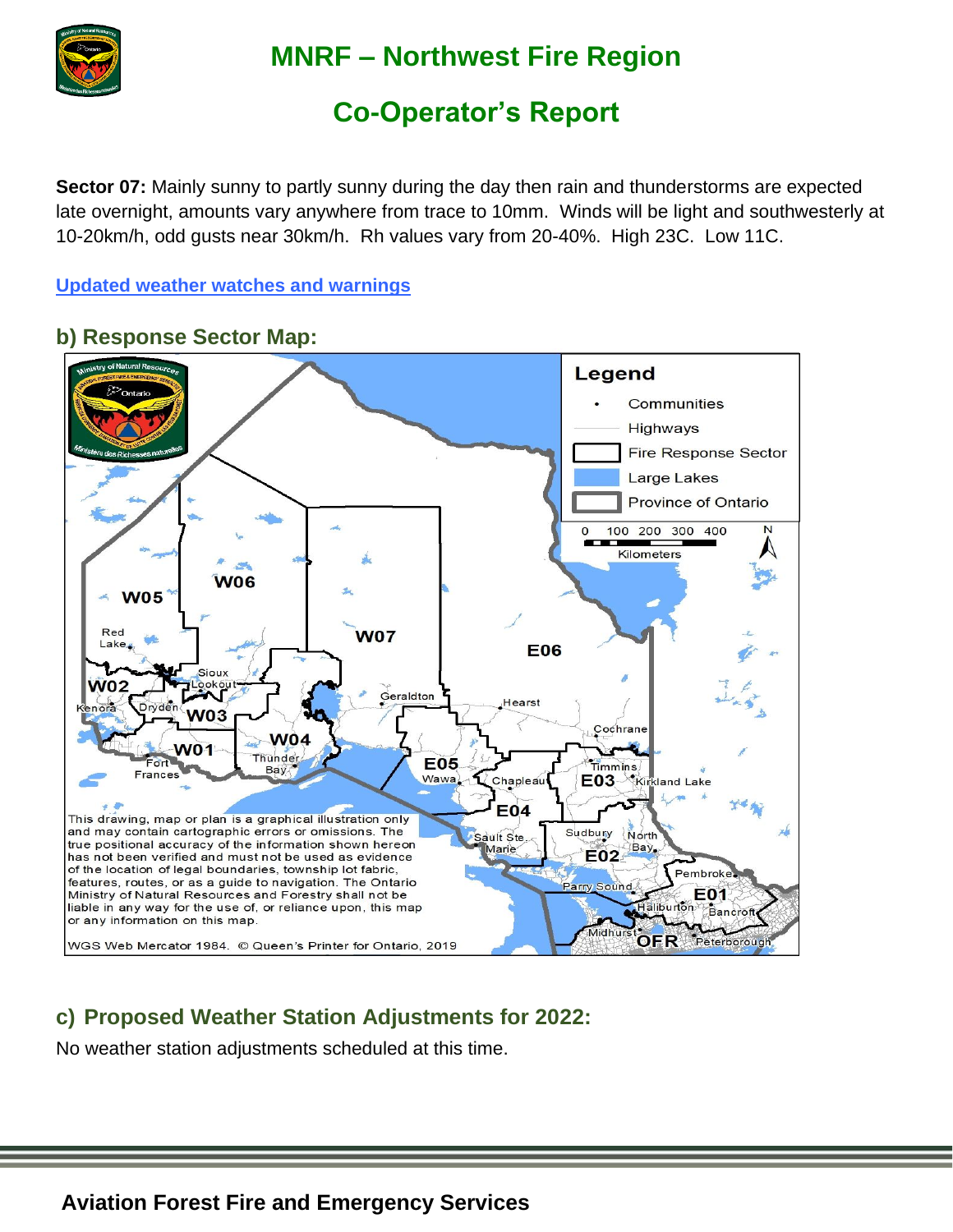# MNRF – Northwest Fire Region

# Co-Operator's Report

**Sector 07:** Mainly sunny to partly sunny during the day then rain and thunderstorms are expected late overnight, amounts vary anywhere from trace to 10mm. Winds will be light and southwesterly at 10-20km/h, odd gusts near 30km/h. Rh values vary from 20-40%. High 23C. Low 11C.

[Updated weather watches and warnings]

## b) Response Sector Map:

## c) Proposed Weather Station Adjustments for 2022:

No weather station adjustments scheduled at this time.

**Aviation Forest Fire and Emergency Services**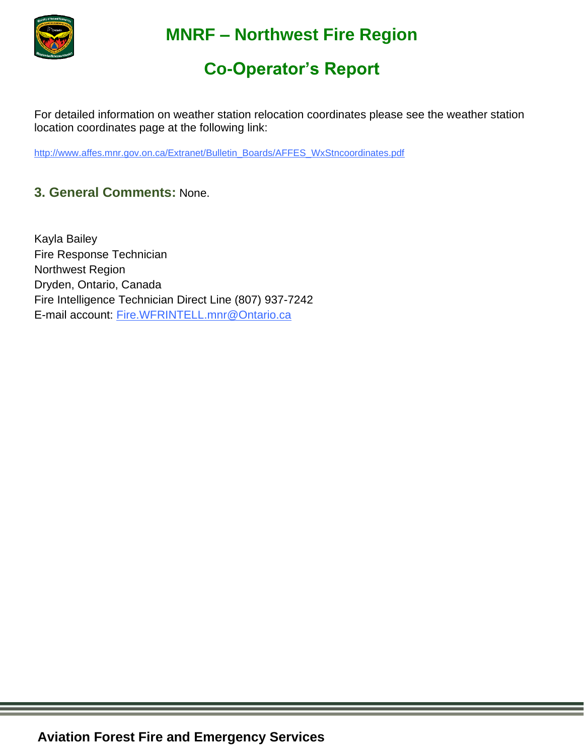For detailed information on weather station relocation coordinates please see the weather station location coordinates page at the following link:

http://www.affes.mnr.gov.on.ca/Extranet/Bulletin_Boards/AFFES_WxStncoordinates.pdf

### 3. General Comments: None.

Kayla Bailey
Fire Response Technician
Northwest Region
Dryden, Ontario, Canada
Fire Intelligence Technician Direct Line (807) 937-7242
E-mail account: Fire.WFRINTELL.mnr@Ontario.ca